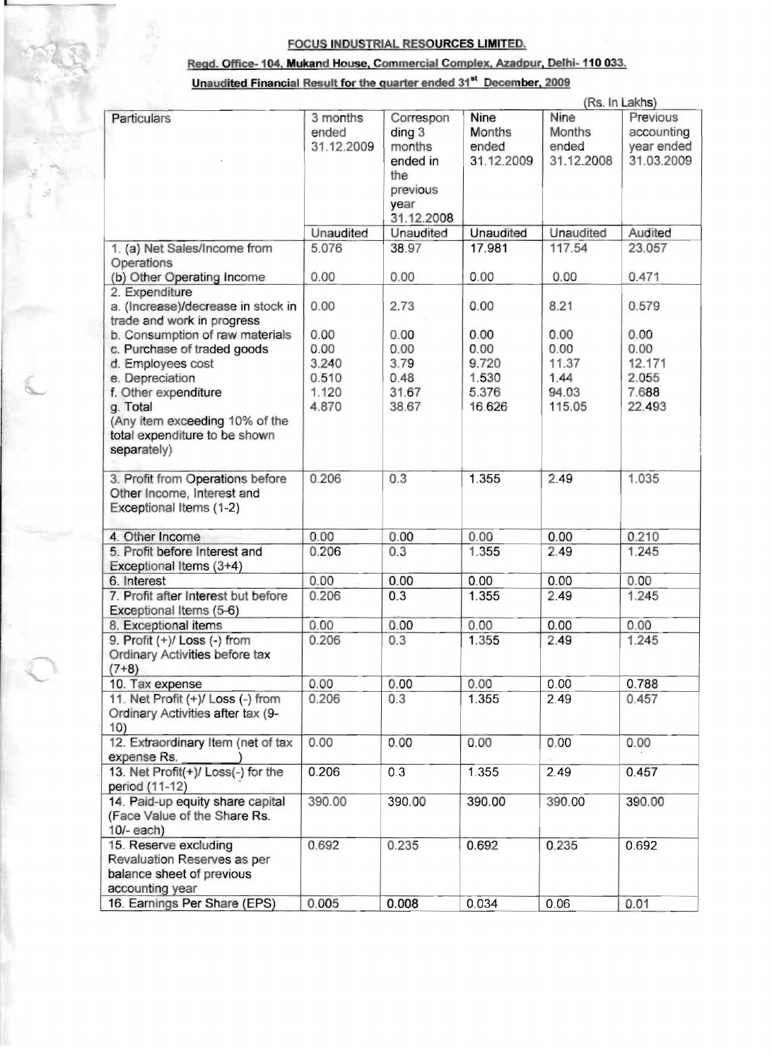**FOCUS INDUSTRIAL RESOURCES LIMITED.**

**Regd. Office- 104, Mukand House, Commercial Complex, Azadpur, Delhi- 110 033.**

**Unaudited Financial Result for the quarter ended 31st December, 2009**

(Rs. In Lakhs)

| Particulars | 3 months ended 31.12.2009 | Corresponding 3 months ended in the previous year 31.12.2008 | Nine Months ended 31.12.2009 | Nine Months ended 31.12.2008 | Previous accounting year ended 31.03.2009 |
|---|---|---|---|---|---|
| | Unaudited | Unaudited | Unaudited | Unaudited | Audited |
| 1. (a) Net Sales/Income from Operations | 5.076 | 38.97 | 17.981 | 117.54 | 23.057 |
| (b) Other Operating Income | 0.00 | 0.00 | 0.00 | 0.00 | 0.471 |
| 2. Expenditure | | | | | |
| a. (Increase)/decrease in stock in trade and work in progress | 0.00 | 2.73 | 0.00 | 8.21 | 0.579 |
| b. Consumption of raw materials | 0.00 | 0.00 | 0.00 | 0.00 | 0.00 |
| c. Purchase of traded goods | 0.00 | 0.00 | 0.00 | 0.00 | 0.00 |
| d. Employees cost | 3.240 | 3.79 | 9.720 | 11.37 | 12.171 |
| e. Depreciation | 0.510 | 0.48 | 1.530 | 1.44 | 2.055 |
| f. Other expenditure | 1.120 | 31.67 | 5.376 | 94.03 | 7.688 |
| g. Total (Any item exceeding 10% of the total expenditure to be shown separately) | 4.870 | 38.67 | 16.626 | 115.05 | 22.493 |
| 3. Profit from Operations before Other Income, Interest and Exceptional Items (1-2) | 0.206 | 0.3 | 1.355 | 2.49 | 1.035 |
| 4. Other Income | 0.00 | 0.00 | 0.00 | 0.00 | 0.210 |
| 5. Profit before Interest and Exceptional Items (3+4) | 0.206 | 0.3 | 1.355 | 2.49 | 1.245 |
| 6. Interest | 0.00 | 0.00 | 0.00 | 0.00 | 0.00 |
| 7. Profit after Interest but before Exceptional Items (5-6) | 0.206 | 0.3 | 1.355 | 2.49 | 1.245 |
| 8. Exceptional items | 0.00 | 0.00 | 0.00 | 0.00 | 0.00 |
| 9. Profit (+)/ Loss (-) from Ordinary Activities before tax (7+8) | 0.206 | 0.3 | 1.355 | 2.49 | 1.245 |
| 10. Tax expense | 0.00 | 0.00 | 0.00 | 0.00 | 0.788 |
| 11. Net Profit (+)/ Loss (-) from Ordinary Activities after tax (9-10) | 0.206 | 0.3 | 1.355 | 2.49 | 0.457 |
| 12. Extraordinary Item (net of tax expense Rs. ______) | 0.00 | 0.00 | 0.00 | 0.00 | 0.00 |
| 13. Net Profit(+)/ Loss(-) for the period (11-12) | 0.206 | 0.3 | 1.355 | 2.49 | 0.457 |
| 14. Paid-up equity share capital (Face Value of the Share Rs. 10/- each) | 390.00 | 390.00 | 390.00 | 390.00 | 390.00 |
| 15. Reserve excluding Revaluation Reserves as per balance sheet of previous accounting year | 0.692 | 0.235 | 0.692 | 0.235 | 0.692 |
| 16. Earnings Per Share (EPS) | 0.005 | 0.008 | 0.034 | 0.06 | 0.01 |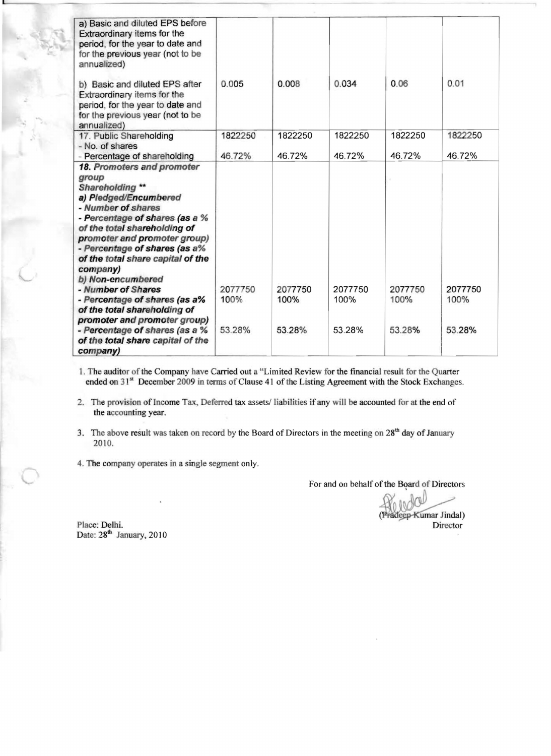| | | | | | |
|---|---|---|---|---|---|
| a) Basic and diluted EPS before Extraordinary items for the period, for the year to date and for the previous year (not to be annualized)<br><br>b) Basic and diluted EPS after Extraordinary items for the period, for the year to date and for the previous year (not to be annualized) | 0.005 | 0.008 | 0.034 | 0.06 | 0.01 |
| 17. Public Shareholding<br>- No. of shares<br>- Percentage of shareholding | 1822250<br><br>46.72% | 1822250<br><br>46.72% | 1822250<br><br>46.72% | 1822250<br><br>46.72% | 1822250<br><br>46.72% |
| ***18. Promoters and promoter group Shareholding \*\****<br>***a) Pledged/Encumbered***<br>***- Number of shares***<br>***- Percentage of shares (as a % of the total shareholding of promoter and promoter group)***<br>***- Percentage of shares (as a% of the total share capital of the company)***<br>***b) Non-encumbered***<br>***- Number of Shares***<br>***- Percentage of shares (as a% of the total shareholding of promoter and promoter group)***<br>***- Percentage of shares (as a % of the total share capital of the company)*** | 2077750<br>100%<br><br>53.28% | 2077750<br>100%<br><br>53.28% | 2077750<br>100%<br><br>53.28% | 2077750<br>100%<br><br>53.28% | 2077750<br>100%<br><br>53.28% |

1. The auditor of the Company have Carried out a "Limited Review for the financial result for the Quarter ended on 31st December 2009 in terms of Clause 41 of the Listing Agreement with the Stock Exchanges.

2. The provision of Income Tax, Deferred tax assets/ liabilities if any will be accounted for at the end of the accounting year.

3. The above result was taken on record by the Board of Directors in the meeting on 28th day of January 2010.

4. The company operates in a single segment only.

For and on behalf of the Board of Directors

(Pradeep Kumar Jindal)
Director

Place: Delhi.
Date: 28th January, 2010